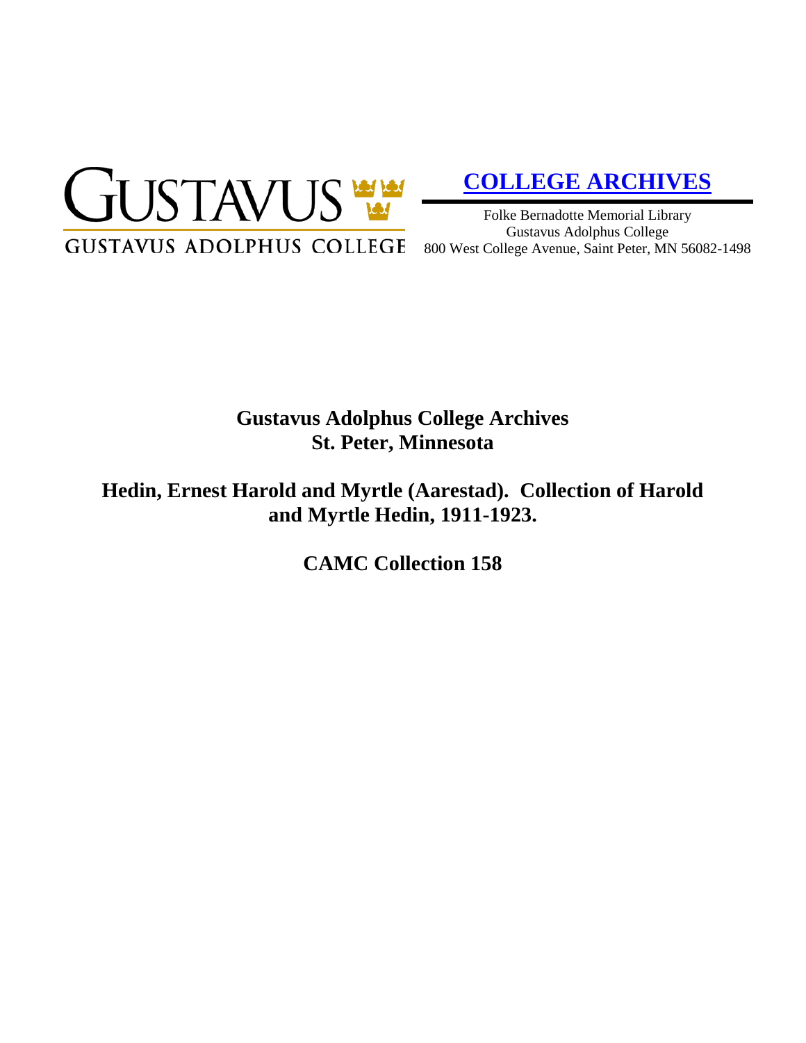GUSTAVUS

GUSTAVUS ADOLPHUS COLLEGE

**COLLEGE ARCHIVES**

Folke Bernadotte Memorial Library
Gustavus Adolphus College
800 West College Avenue, Saint Peter, MN 56082-1498

# Gustavus Adolphus College Archives
# St. Peter, Minnesota

# Hedin, Ernest Harold and Myrtle (Aarestad). Collection of Harold and Myrtle Hedin, 1911-1923.

# CAMC Collection 158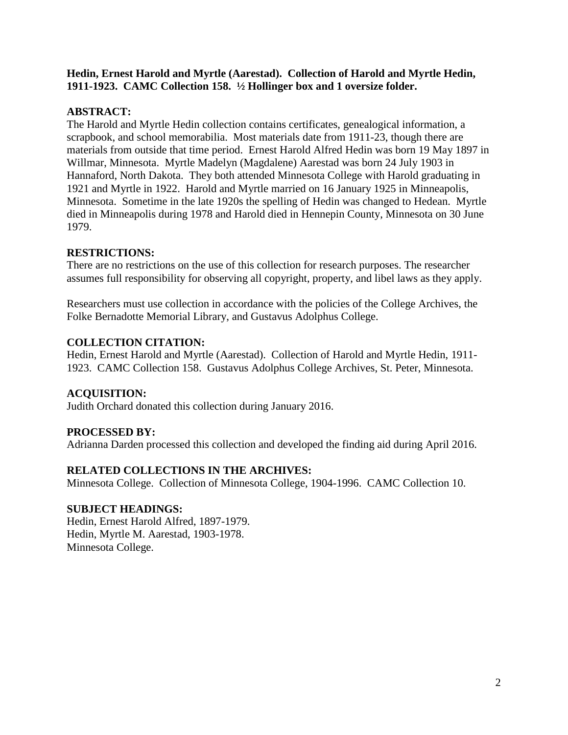**Hedin, Ernest Harold and Myrtle (Aarestad). Collection of Harold and Myrtle Hedin, 1911-1923. CAMC Collection 158. ½ Hollinger box and 1 oversize folder.**

**ABSTRACT:**

The Harold and Myrtle Hedin collection contains certificates, genealogical information, a scrapbook, and school memorabilia. Most materials date from 1911-23, though there are materials from outside that time period. Ernest Harold Alfred Hedin was born 19 May 1897 in Willmar, Minnesota. Myrtle Madelyn (Magdalene) Aarestad was born 24 July 1903 in Hannaford, North Dakota. They both attended Minnesota College with Harold graduating in 1921 and Myrtle in 1922. Harold and Myrtle married on 16 January 1925 in Minneapolis, Minnesota. Sometime in the late 1920s the spelling of Hedin was changed to Hedean. Myrtle died in Minneapolis during 1978 and Harold died in Hennepin County, Minnesota on 30 June 1979.

**RESTRICTIONS:**

There are no restrictions on the use of this collection for research purposes. The researcher assumes full responsibility for observing all copyright, property, and libel laws as they apply.

Researchers must use collection in accordance with the policies of the College Archives, the Folke Bernadotte Memorial Library, and Gustavus Adolphus College.

**COLLECTION CITATION:**

Hedin, Ernest Harold and Myrtle (Aarestad). Collection of Harold and Myrtle Hedin, 1911-1923. CAMC Collection 158. Gustavus Adolphus College Archives, St. Peter, Minnesota.

**ACQUISITION:**

Judith Orchard donated this collection during January 2016.

**PROCESSED BY:**

Adrianna Darden processed this collection and developed the finding aid during April 2016.

**RELATED COLLECTIONS IN THE ARCHIVES:**

Minnesota College. Collection of Minnesota College, 1904-1996. CAMC Collection 10.

**SUBJECT HEADINGS:**

Hedin, Ernest Harold Alfred, 1897-1979.
Hedin, Myrtle M. Aarestad, 1903-1978.
Minnesota College.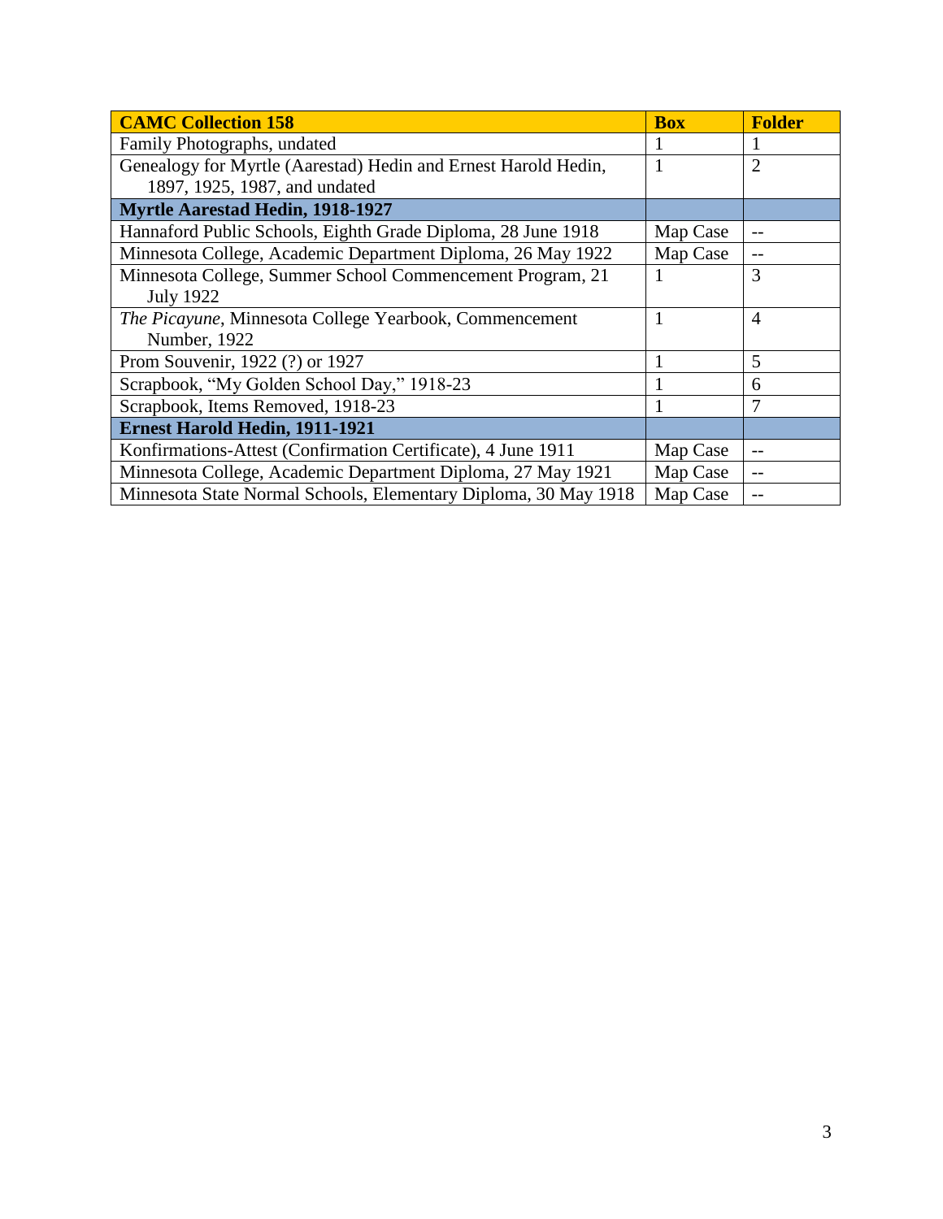| **CAMC Collection 158** | **Box** | **Folder** |
| --- | --- | --- |
| Family Photographs, undated | 1 | 1 |
| Genealogy for Myrtle (Aarestad) Hedin and Ernest Harold Hedin, 1897, 1925, 1987, and undated | 1 | 2 |
| **Myrtle Aarestad Hedin, 1918-1927** | | |
| Hannaford Public Schools, Eighth Grade Diploma, 28 June 1918 | Map Case | -- |
| Minnesota College, Academic Department Diploma, 26 May 1922 | Map Case | -- |
| Minnesota College, Summer School Commencement Program, 21 July 1922 | 1 | 3 |
| *The Picayune*, Minnesota College Yearbook, Commencement Number, 1922 | 1 | 4 |
| Prom Souvenir, 1922 (?) or 1927 | 1 | 5 |
| Scrapbook, "My Golden School Day," 1918-23 | 1 | 6 |
| Scrapbook, Items Removed, 1918-23 | 1 | 7 |
| **Ernest Harold Hedin, 1911-1921** | | |
| Konfirmations-Attest (Confirmation Certificate), 4 June 1911 | Map Case | -- |
| Minnesota College, Academic Department Diploma, 27 May 1921 | Map Case | -- |
| Minnesota State Normal Schools, Elementary Diploma, 30 May 1918 | Map Case | -- |